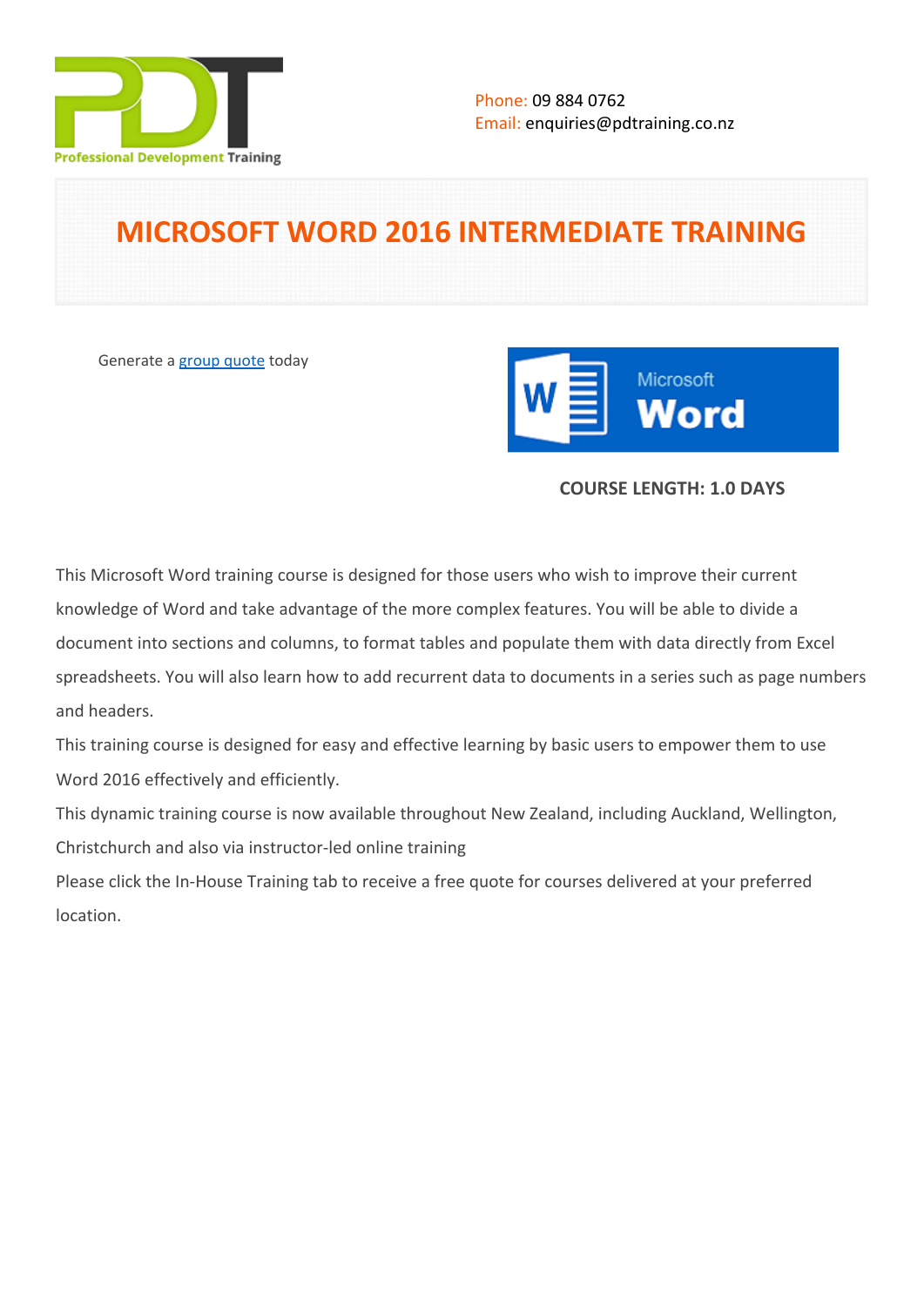Phone: 09 884 0762
Email: enquiries@pdtraining.co.nz

# MICROSOFT WORD 2016 INTERMEDIATE TRAINING

Generate a group quote today

**COURSE LENGTH: 1.0 DAYS**

This Microsoft Word training course is designed for those users who wish to improve their current knowledge of Word and take advantage of the more complex features. You will be able to divide a document into sections and columns, to format tables and populate them with data directly from Excel spreadsheets. You will also learn how to add recurrent data to documents in a series such as page numbers and headers.

This training course is designed for easy and effective learning by basic users to empower them to use Word 2016 effectively and efficiently.

This dynamic training course is now available throughout New Zealand, including Auckland, Wellington, Christchurch and also via instructor-led online training

Please click the In-House Training tab to receive a free quote for courses delivered at your preferred location.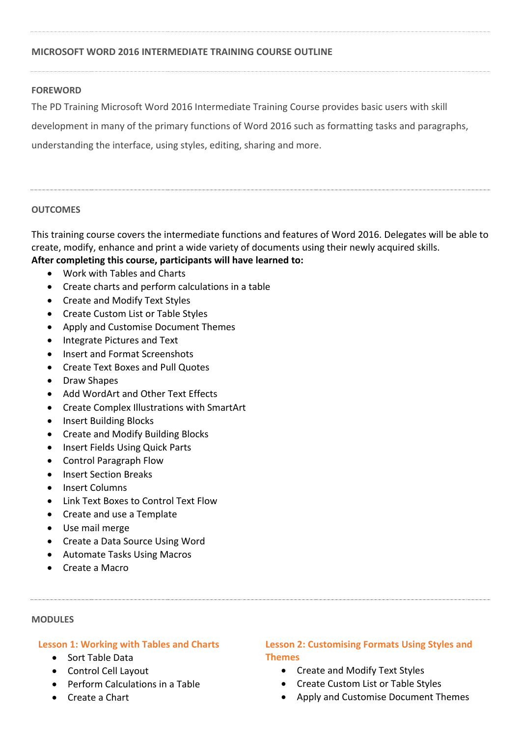# MICROSOFT WORD 2016 INTERMEDIATE TRAINING COURSE OUTLINE

## FOREWORD

The PD Training Microsoft Word 2016 Intermediate Training Course provides basic users with skill development in many of the primary functions of Word 2016 such as formatting tasks and paragraphs, understanding the interface, using styles, editing, sharing and more.

## OUTCOMES

This training course covers the intermediate functions and features of Word 2016. Delegates will be able to create, modify, enhance and print a wide variety of documents using their newly acquired skills.

**After completing this course, participants will have learned to:**

- Work with Tables and Charts
- Create charts and perform calculations in a table
- Create and Modify Text Styles
- Create Custom List or Table Styles
- Apply and Customise Document Themes
- Integrate Pictures and Text
- Insert and Format Screenshots
- Create Text Boxes and Pull Quotes
- Draw Shapes
- Add WordArt and Other Text Effects
- Create Complex Illustrations with SmartArt
- Insert Building Blocks
- Create and Modify Building Blocks
- Insert Fields Using Quick Parts
- Control Paragraph Flow
- Insert Section Breaks
- Insert Columns
- Link Text Boxes to Control Text Flow
- Create and use a Template
- Use mail merge
- Create a Data Source Using Word
- Automate Tasks Using Macros
- Create a Macro

## MODULES

### Lesson 1: Working with Tables and Charts

- Sort Table Data
- Control Cell Layout
- Perform Calculations in a Table
- Create a Chart

### Lesson 2: Customising Formats Using Styles and Themes

- Create and Modify Text Styles
- Create Custom List or Table Styles
- Apply and Customise Document Themes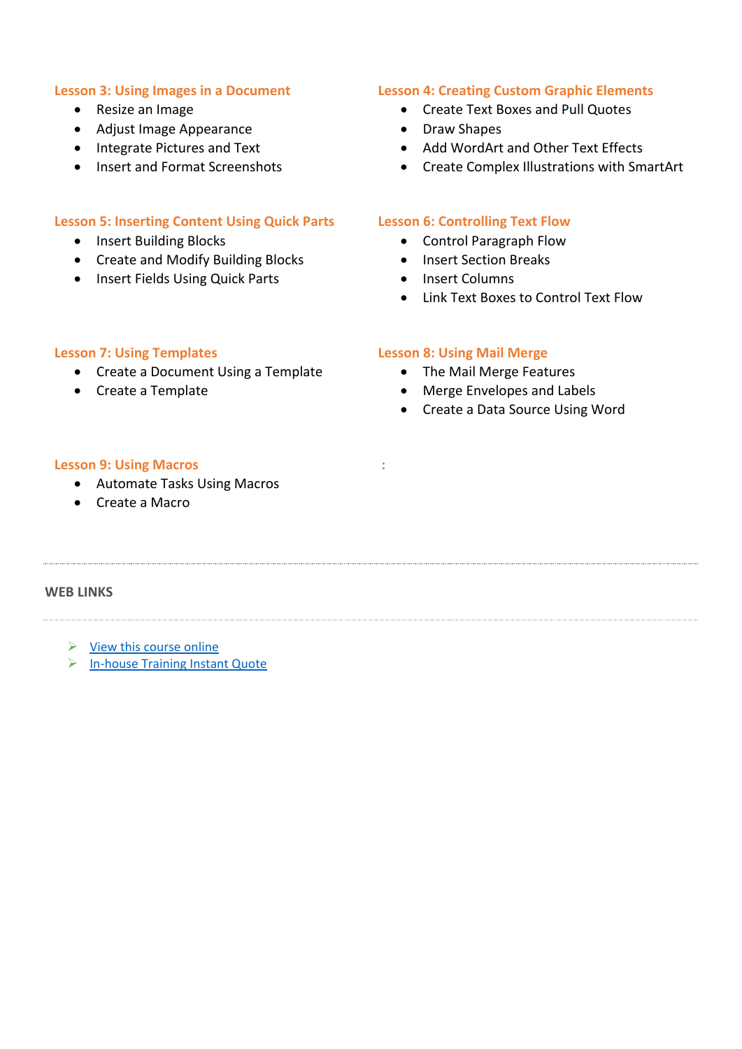### Lesson 3: Using Images in a Document

- Resize an Image
- Adjust Image Appearance
- Integrate Pictures and Text
- Insert and Format Screenshots

### Lesson 4: Creating Custom Graphic Elements

- Create Text Boxes and Pull Quotes
- Draw Shapes
- Add WordArt and Other Text Effects
- Create Complex Illustrations with SmartArt

### Lesson 5: Inserting Content Using Quick Parts

- Insert Building Blocks
- Create and Modify Building Blocks
- Insert Fields Using Quick Parts

### Lesson 6: Controlling Text Flow

- Control Paragraph Flow
- Insert Section Breaks
- Insert Columns
- Link Text Boxes to Control Text Flow

### Lesson 7: Using Templates

- Create a Document Using a Template
- Create a Template

### Lesson 8: Using Mail Merge

- The Mail Merge Features
- Merge Envelopes and Labels
- Create a Data Source Using Word

### Lesson 9: Using Macros

- Automate Tasks Using Macros
- Create a Macro

:

---

## WEB LINKS

---

- View this course online
- In-house Training Instant Quote